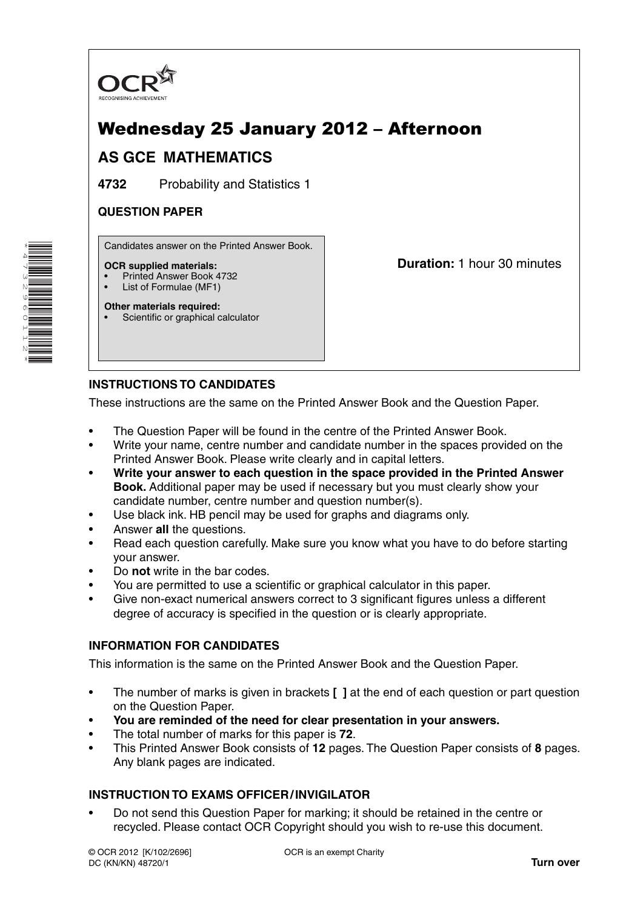OCR
RECOGNISING ACHIEVEMENT

# Wednesday 25 January 2012 – Afternoon

## AS GCE MATHEMATICS

**4732** Probability and Statistics 1

**QUESTION PAPER**

Candidates answer on the Printed Answer Book.

**OCR supplied materials:**
- Printed Answer Book 4732
- List of Formulae (MF1)

**Other materials required:**
- Scientific or graphical calculator

**Duration:** 1 hour 30 minutes

### INSTRUCTIONS TO CANDIDATES

These instructions are the same on the Printed Answer Book and the Question Paper.

- The Question Paper will be found in the centre of the Printed Answer Book.
- Write your name, centre number and candidate number in the spaces provided on the Printed Answer Book. Please write clearly and in capital letters.
- **Write your answer to each question in the space provided in the Printed Answer Book.** Additional paper may be used if necessary but you must clearly show your candidate number, centre number and question number(s).
- Use black ink. HB pencil may be used for graphs and diagrams only.
- Answer **all** the questions.
- Read each question carefully. Make sure you know what you have to do before starting your answer.
- Do **not** write in the bar codes.
- You are permitted to use a scientific or graphical calculator in this paper.
- Give non-exact numerical answers correct to 3 significant figures unless a different degree of accuracy is specified in the question or is clearly appropriate.

### INFORMATION FOR CANDIDATES

This information is the same on the Printed Answer Book and the Question Paper.

- The number of marks is given in brackets **[ ]** at the end of each question or part question on the Question Paper.
- **You are reminded of the need for clear presentation in your answers.**
- The total number of marks for this paper is **72**.
- This Printed Answer Book consists of **12** pages. The Question Paper consists of **8** pages. Any blank pages are indicated.

### INSTRUCTION TO EXAMS OFFICER / INVIGILATOR

- Do not send this Question Paper for marking; it should be retained in the centre or recycled. Please contact OCR Copyright should you wish to re-use this document.

© OCR 2012 [K/102/2696]
DC (KN/KN) 48720/1

OCR is an exempt Charity

**Turn over**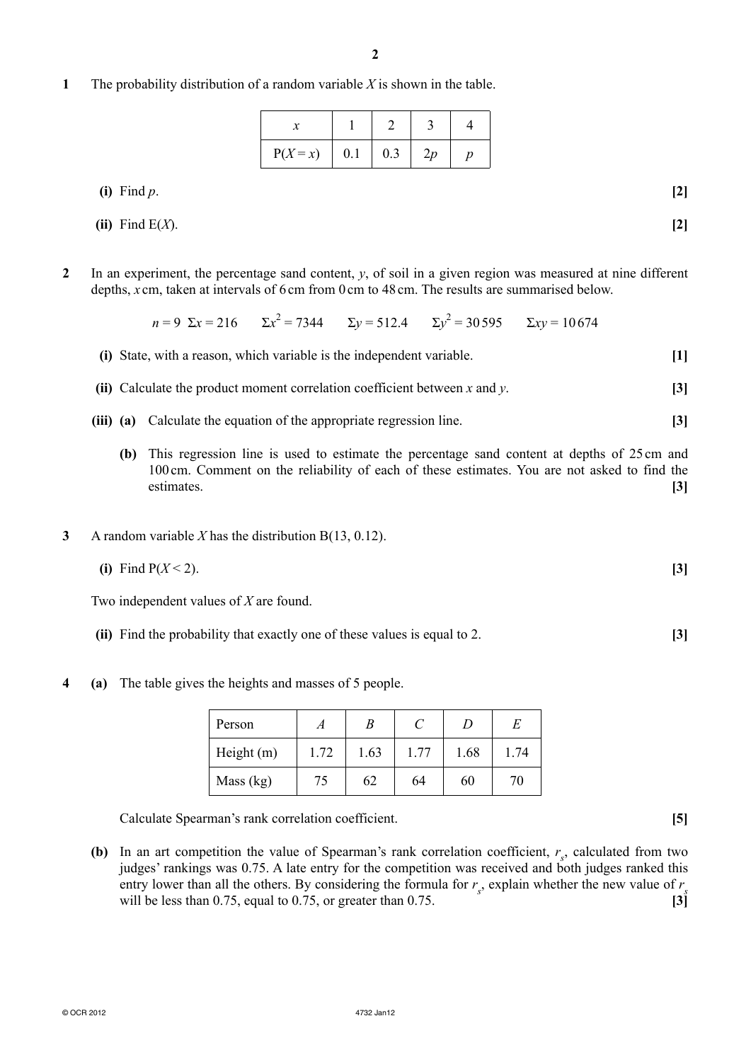**1** The probability distribution of a random variable $X$ is shown in the table.

| $x$ | 1 | 2 | 3 | 4 |
|---|---|---|---|---|
| $P(X = x)$ | 0.1 | 0.3 | $2p$ | $p$ |

**(i)** Find $p$. **[2]**

**(ii)** Find $E(X)$. **[2]**

**2** In an experiment, the percentage sand content, $y$, of soil in a given region was measured at nine different depths, $x$ cm, taken at intervals of 6 cm from 0 cm to 48 cm. The results are summarised below.

$$n = 9 \quad \Sigma x = 216 \qquad \Sigma x^2 = 7344 \qquad \Sigma y = 512.4 \qquad \Sigma y^2 = 30\,595 \qquad \Sigma xy = 10\,674$$

**(i)** State, with a reason, which variable is the independent variable. **[1]**

**(ii)** Calculate the product moment correlation coefficient between $x$ and $y$. **[3]**

**(iii)** **(a)** Calculate the equation of the appropriate regression line. **[3]**

**(b)** This regression line is used to estimate the percentage sand content at depths of 25 cm and 100 cm. Comment on the reliability of each of these estimates. You are not asked to find the estimates. **[3]**

**3** A random variable $X$ has the distribution $B(13, 0.12)$.

**(i)** Find $P(X < 2)$. **[3]**

Two independent values of $X$ are found.

**(ii)** Find the probability that exactly one of these values is equal to 2. **[3]**

**4** **(a)** The table gives the heights and masses of 5 people.

| Person | $A$ | $B$ | $C$ | $D$ | $E$ |
|---|---|---|---|---|---|
| Height (m) | 1.72 | 1.63 | 1.77 | 1.68 | 1.74 |
| Mass (kg) | 75 | 62 | 64 | 60 | 70 |

Calculate Spearman's rank correlation coefficient. **[5]**

**(b)** In an art competition the value of Spearman's rank correlation coefficient, $r_s$, calculated from two judges' rankings was 0.75. A late entry for the competition was received and both judges ranked this entry lower than all the others. By considering the formula for $r_s$, explain whether the new value of $r_s$ will be less than 0.75, equal to 0.75, or greater than 0.75. **[3]**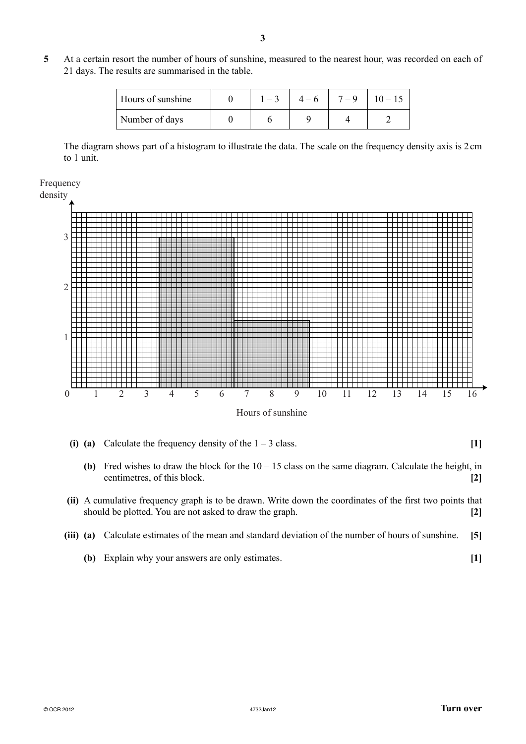**5** At a certain resort the number of hours of sunshine, measured to the nearest hour, was recorded on each of 21 days. The results are summarised in the table.

| Hours of sunshine | 0 | 1 – 3 | 4 – 6 | 7 – 9 | 10 – 15 |
|---|---|---|---|---|---|
| Number of days | 0 | 6 | 9 | 4 | 2 |

The diagram shows part of a histogram to illustrate the data. The scale on the frequency density axis is 2 cm to 1 unit.

**(i) (a)** Calculate the frequency density of the 1 – 3 class. **[1]**

**(b)** Fred wishes to draw the block for the 10 – 15 class on the same diagram. Calculate the height, in centimetres, of this block. **[2]**

**(ii)** A cumulative frequency graph is to be drawn. Write down the coordinates of the first two points that should be plotted. You are not asked to draw the graph. **[2]**

**(iii) (a)** Calculate estimates of the mean and standard deviation of the number of hours of sunshine. **[5]**

**(b)** Explain why your answers are only estimates. **[1]**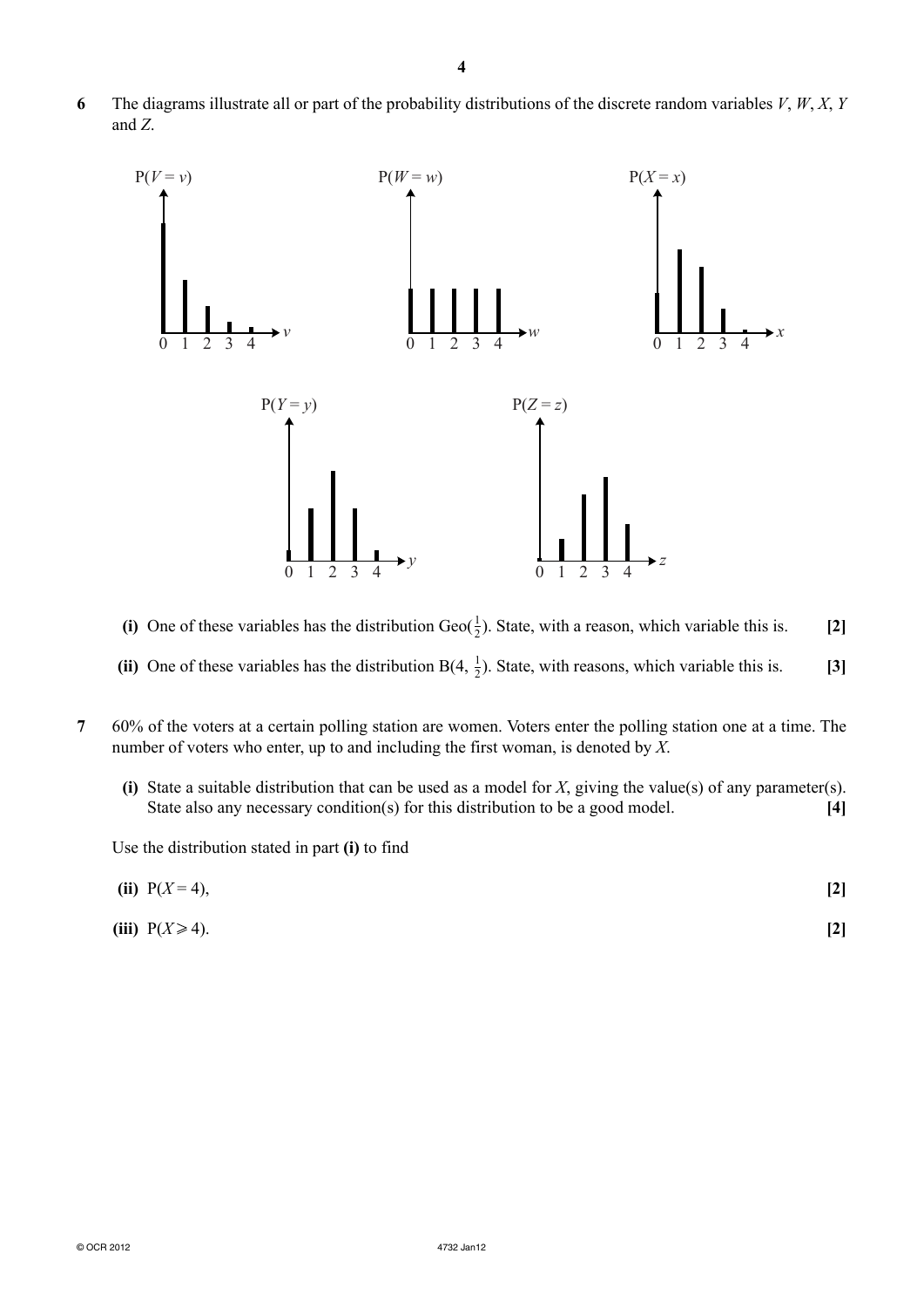**6** The diagrams illustrate all or part of the probability distributions of the discrete random variables $V$, $W$, $X$, $Y$ and $Z$.

**(i)** One of these variables has the distribution $\text{Geo}(\frac{1}{2})$. State, with a reason, which variable this is. **[2]**

**(ii)** One of these variables has the distribution $\text{B}(4, \frac{1}{2})$. State, with reasons, which variable this is. **[3]**

**7** 60% of the voters at a certain polling station are women. Voters enter the polling station one at a time. The number of voters who enter, up to and including the first woman, is denoted by $X$.

**(i)** State a suitable distribution that can be used as a model for $X$, giving the value(s) of any parameter(s). State also any necessary condition(s) for this distribution to be a good model. **[4]**

Use the distribution stated in part **(i)** to find

**(ii)** $\text{P}(X = 4)$, **[2]**

**(iii)** $\text{P}(X \geqslant 4)$. **[2]**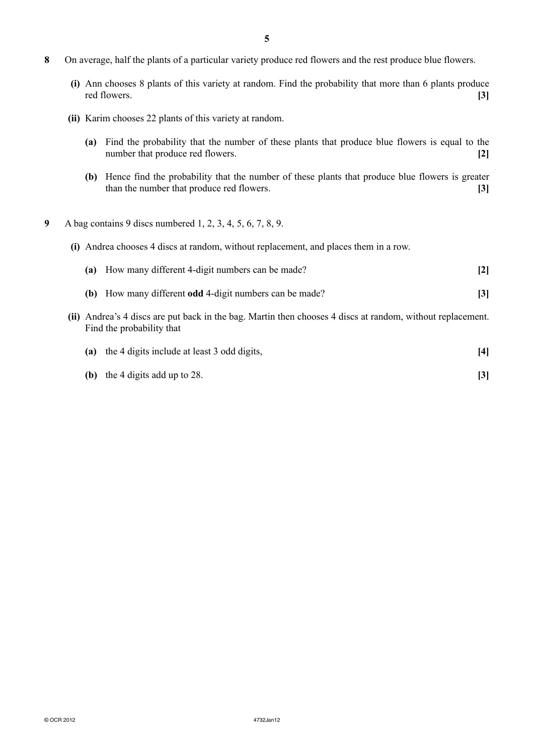**8** On average, half the plants of a particular variety produce red flowers and the rest produce blue flowers.

**(i)** Ann chooses 8 plants of this variety at random. Find the probability that more than 6 plants produce red flowers. **[3]**

**(ii)** Karim chooses 22 plants of this variety at random.

**(a)** Find the probability that the number of these plants that produce blue flowers is equal to the number that produce red flowers. **[2]**

**(b)** Hence find the probability that the number of these plants that produce blue flowers is greater than the number that produce red flowers. **[3]**

**9** A bag contains 9 discs numbered 1, 2, 3, 4, 5, 6, 7, 8, 9.

**(i)** Andrea chooses 4 discs at random, without replacement, and places them in a row.

**(a)** How many different 4-digit numbers can be made? **[2]**

**(b)** How many different **odd** 4-digit numbers can be made? **[3]**

**(ii)** Andrea's 4 discs are put back in the bag. Martin then chooses 4 discs at random, without replacement. Find the probability that

**(a)** the 4 digits include at least 3 odd digits, **[4]**

**(b)** the 4 digits add up to 28. **[3]**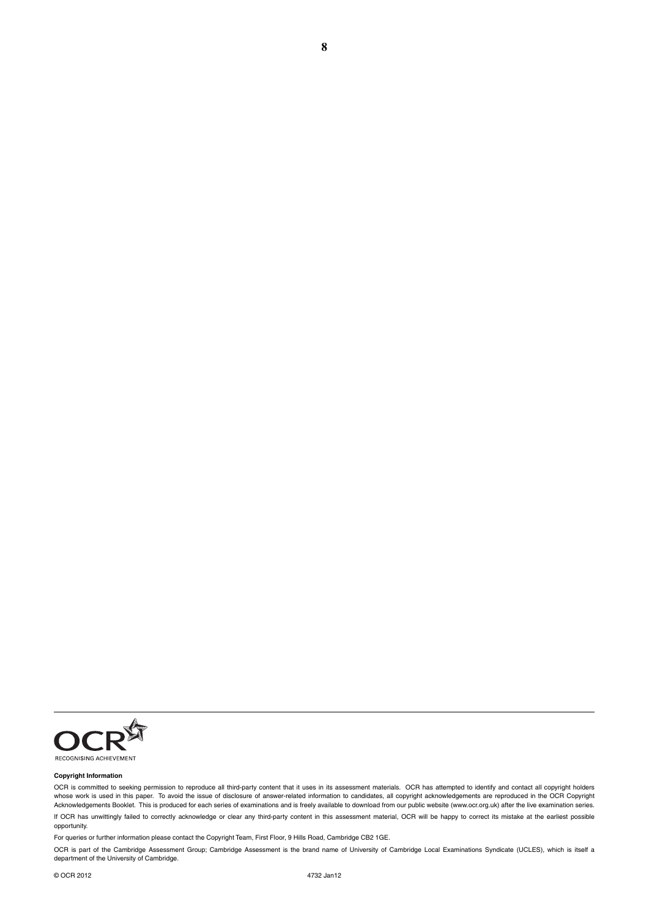**Copyright Information**

OCR is committed to seeking permission to reproduce all third-party content that it uses in its assessment materials. OCR has attempted to identify and contact all copyright holders whose work is used in this paper. To avoid the issue of disclosure of answer-related information to candidates, all copyright acknowledgements are reproduced in the OCR Copyright Acknowledgements Booklet. This is produced for each series of examinations and is freely available to download from our public website (www.ocr.org.uk) after the live examination series.

If OCR has unwittingly failed to correctly acknowledge or clear any third-party content in this assessment material, OCR will be happy to correct its mistake at the earliest possible opportunity.

For queries or further information please contact the Copyright Team, First Floor, 9 Hills Road, Cambridge CB2 1GE.

OCR is part of the Cambridge Assessment Group; Cambridge Assessment is the brand name of University of Cambridge Local Examinations Syndicate (UCLES), which is itself a department of the University of Cambridge.

© OCR 2012 4732 Jan12